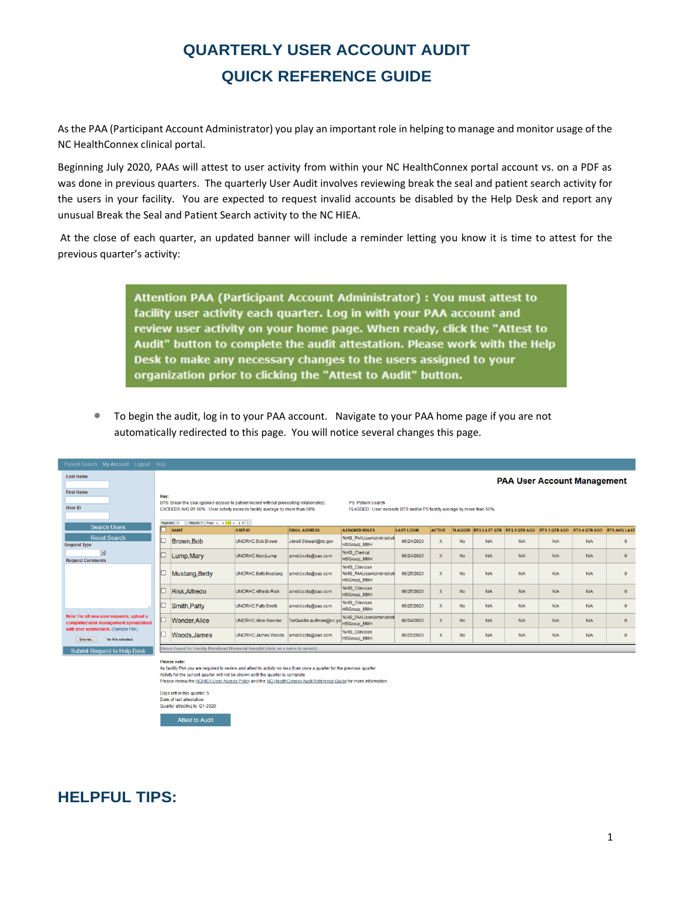# QUARTERLY USER ACCOUNT AUDIT

# QUICK REFERENCE GUIDE

As the PAA (Participant Account Administrator) you play an important role in helping to manage and monitor usage of the NC HealthConnex clinical portal.

Beginning July 2020, PAAs will attest to user activity from within your NC HealthConnex portal account vs. on a PDF as was done in previous quarters. The quarterly User Audit involves reviewing break the seal and patient search activity for the users in your facility. You are expected to request invalid accounts be disabled by the Help Desk and report any unusual Break the Seal and Patient Search activity to the NC HIEA.

At the close of each quarter, an updated banner will include a reminder letting you know it is time to attest for the previous quarter's activity:

> **Attention PAA (Participant Account Administrator) : You must attest to facility user activity each quarter. Log in with your PAA account and review user activity on your home page. When ready, click the "Attest to Audit" button to complete the audit attestation. Please work with the Help Desk to make any necessary changes to the users assigned to your organization prior to clicking the "Attest to Audit" button.**

- To begin the audit, log in to your PAA account. Navigate to your PAA home page if you are not automatically redirected to this page. You will notice several changes this page.

Patient Search My Account Logout Help

**PAA User Account Management**

Last Name

First Name

User ID

Search Users

Reset Search

Request Type

Request Comments

Note: For all new user requests, upload a completed user management spreadsheet with your submission. (Sample File)

Browse... No file selected.

Submit Request to Help Desk

Key:

BTS: Break the seal (gained access to patient record without preexisting relationship)

EXCEEDS AVG BY 50% : User activity exceeds facility average by more than 50%

PS: Patient search

FLAGGED : User exceeds BTS and/or PS facility average by more than 50%

| | NAME | USER ID | EMAIL ADDRESS | ASSIGNED ROLES | LAST LOGIN | ACTIVE | FLAGGED | BTS LAST QTR | BTS 2 QTR AGO | BTS 3 QTR AGO | BTS 4 QTR AGO | BTS AVG LAST |
|---|---|---|---|---|---|---|---|---|---|---|---|---|
| ☐ | Brown,Bob | UNCRHC.Bob.Brown | Jenell.Stewart@nc.gov | %HS_PAAUserAdministrat HSGroup_MMH | 06/24/2020 | X | No | N/A | N/A | N/A | N/A | 0 |
| ☐ | Lump,Mary | UNCRHC.Mary.Lump | arnold.cota@sas.com | %HS_Clerical HSGroup_MMH | 06/24/2020 | X | No | N/A | N/A | N/A | N/A | 0 |
| ☐ | Mustang,Betty | UNCRHC.Betty.Mustang | arnold.cota@sas.com | %HS_Clinician %HS_PAAUserAdministrat HSGroup_MMH | 06/25/2020 | X | No | N/A | N/A | N/A | N/A | 0 |
| ☐ | Risk,Alfredo | UNCRHC.Alfredo.Risk | arnold.cota@sas.com | %HS_Clinician HSGroup_MMH | 06/25/2020 | X | No | N/A | N/A | N/A | N/A | 0 |
| ☐ | Smith,Patty | UNCRHC.Patty.Smith | arnold.cota@sas.com | %HS_Clinician HSGroup_MMH | 06/25/2020 | X | No | N/A | N/A | N/A | N/A | 0 |
| ☐ | Wonder,Alice | UNCRHC.Alice.Wonder | TorQuailla.aultman@nc.go | %HS_PAAUserAdministrat HSGroup_MMH | 06/24/2020 | X | No | N/A | N/A | N/A | N/A | 0 |
| ☐ | Woods,James | UNCRHC.James.Woods | arnold.cota@sas.com | %HS_Clinician HSGroup_MMH | 06/25/2020 | X | No | N/A | N/A | N/A | N/A | 0 |

Users Found for Facility Morehead Memorial Hospital (click on a name to select)

Please note:

As facility PAA you are required to review and attest to activity no less than once a quarter for the previous quarter.

Activity for the current quarter will not be shown until the quarter is complete.

Please review the NCHIEA User Access Policy and the NC HealthConnex Audit Reference Guide for more information.

Days left in this quarter: 5

Date of last attestation:

Quarter attesting to: Q1-2020

Attest to Audit

## HELPFUL TIPS: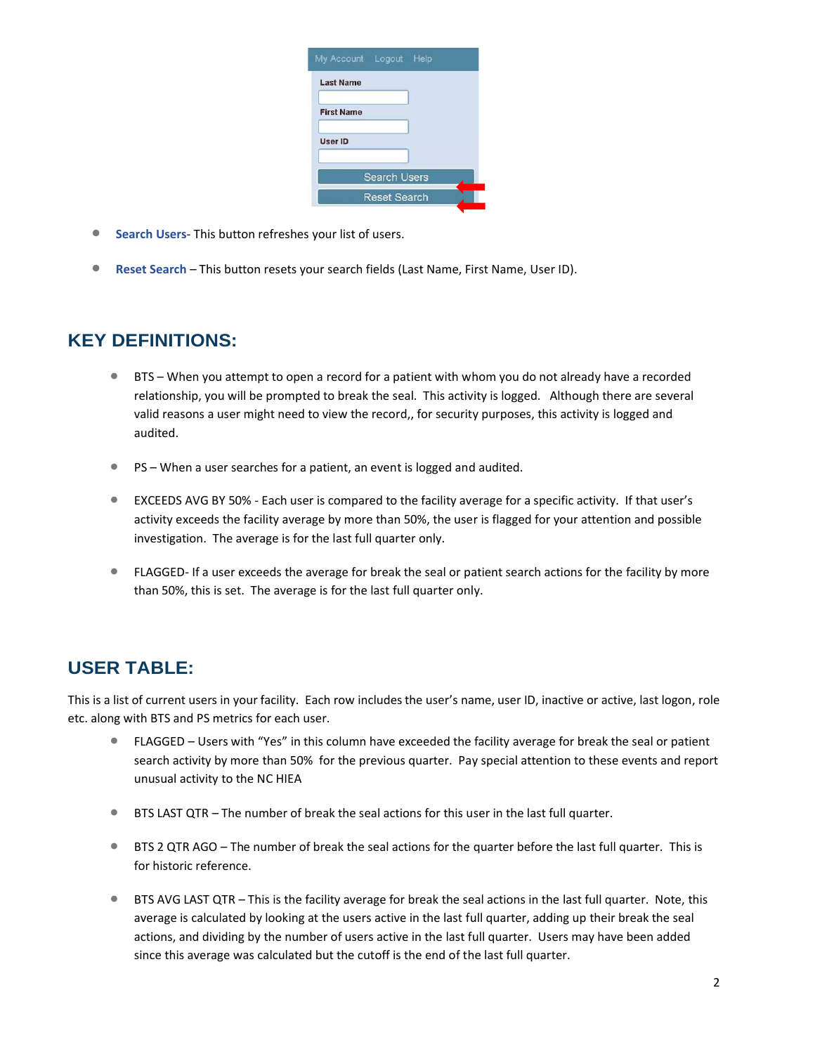- **Search Users**- This button refreshes your list of users.

- **Reset Search** – This button resets your search fields (Last Name, First Name, User ID).

## KEY DEFINITIONS:

- BTS – When you attempt to open a record for a patient with whom you do not already have a recorded relationship, you will be prompted to break the seal. This activity is logged. Although there are several valid reasons a user might need to view the record,, for security purposes, this activity is logged and audited.

- PS – When a user searches for a patient, an event is logged and audited.

- EXCEEDS AVG BY 50% - Each user is compared to the facility average for a specific activity. If that user's activity exceeds the facility average by more than 50%, the user is flagged for your attention and possible investigation. The average is for the last full quarter only.

- FLAGGED- If a user exceeds the average for break the seal or patient search actions for the facility by more than 50%, this is set. The average is for the last full quarter only.

## USER TABLE:

This is a list of current users in your facility. Each row includes the user's name, user ID, inactive or active, last logon, role etc. along with BTS and PS metrics for each user.

- FLAGGED – Users with "Yes" in this column have exceeded the facility average for break the seal or patient search activity by more than 50% for the previous quarter. Pay special attention to these events and report unusual activity to the NC HIEA

- BTS LAST QTR – The number of break the seal actions for this user in the last full quarter.

- BTS 2 QTR AGO – The number of break the seal actions for the quarter before the last full quarter. This is for historic reference.

- BTS AVG LAST QTR – This is the facility average for break the seal actions in the last full quarter. Note, this average is calculated by looking at the users active in the last full quarter, adding up their break the seal actions, and dividing by the number of users active in the last full quarter. Users may have been added since this average was calculated but the cutoff is the end of the last full quarter.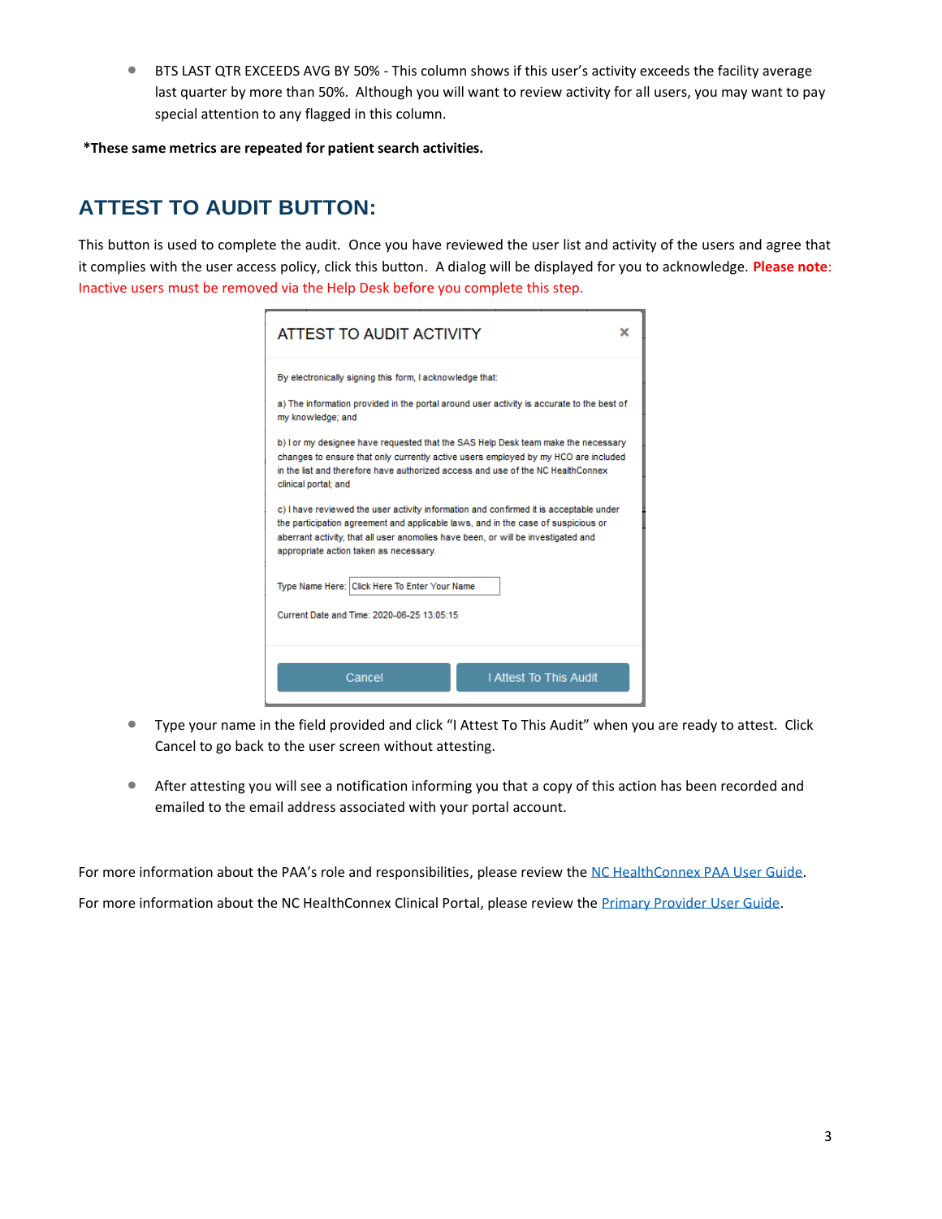- BTS LAST QTR EXCEEDS AVG BY 50% - This column shows if this user's activity exceeds the facility average last quarter by more than 50%. Although you will want to review activity for all users, you may want to pay special attention to any flagged in this column.

**\*These same metrics are repeated for patient search activities.**

## ATTEST TO AUDIT BUTTON:

This button is used to complete the audit. Once you have reviewed the user list and activity of the users and agree that it complies with the user access policy, click this button. A dialog will be displayed for you to acknowledge. **Please note**: Inactive users must be removed via the Help Desk before you complete this step.

ATTEST TO AUDIT ACTIVITY

By electronically signing this form, I acknowledge that:

a) The information provided in the portal around user activity is accurate to the best of my knowledge; and

b) I or my designee have requested that the SAS Help Desk team make the necessary changes to ensure that only currently active users employed by my HCO are included in the list and therefore have authorized access and use of the NC HealthConnex clinical portal; and

c) I have reviewed the user activity information and confirmed it is acceptable under the participation agreement and applicable laws, and in the case of suspicious or aberrant activity, that all user anomolies have been, or will be investigated and appropriate action taken as necessary.

Type Name Here: Click Here To Enter Your Name

Current Date and Time: 2020-06-25 13:05:15

Cancel | I Attest To This Audit

- Type your name in the field provided and click "I Attest To This Audit" when you are ready to attest. Click Cancel to go back to the user screen without attesting.
- After attesting you will see a notification informing you that a copy of this action has been recorded and emailed to the email address associated with your portal account.

For more information about the PAA's role and responsibilities, please review the NC HealthConnex PAA User Guide.

For more information about the NC HealthConnex Clinical Portal, please review the Primary Provider User Guide.